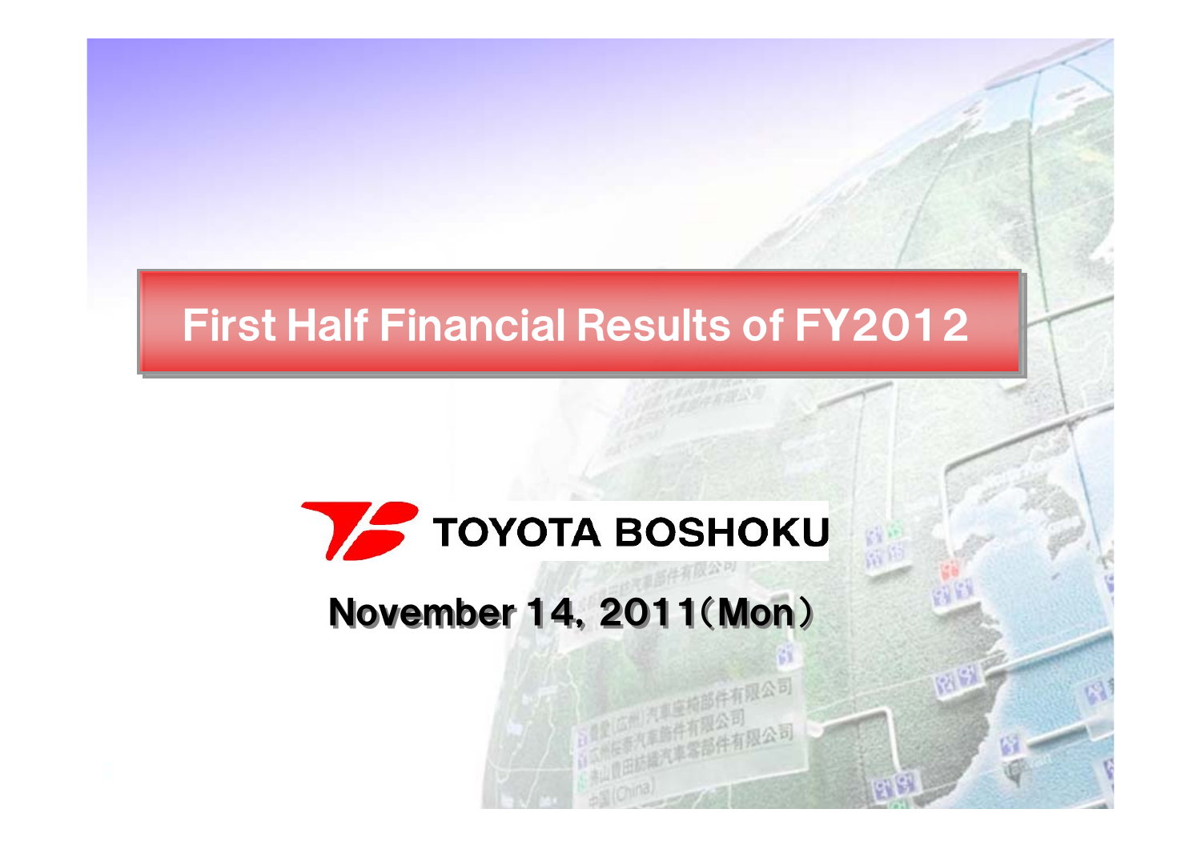# First Half Financial Results of FY2012

TOYOTA BOSHOKU

November 14, 2011（Mon）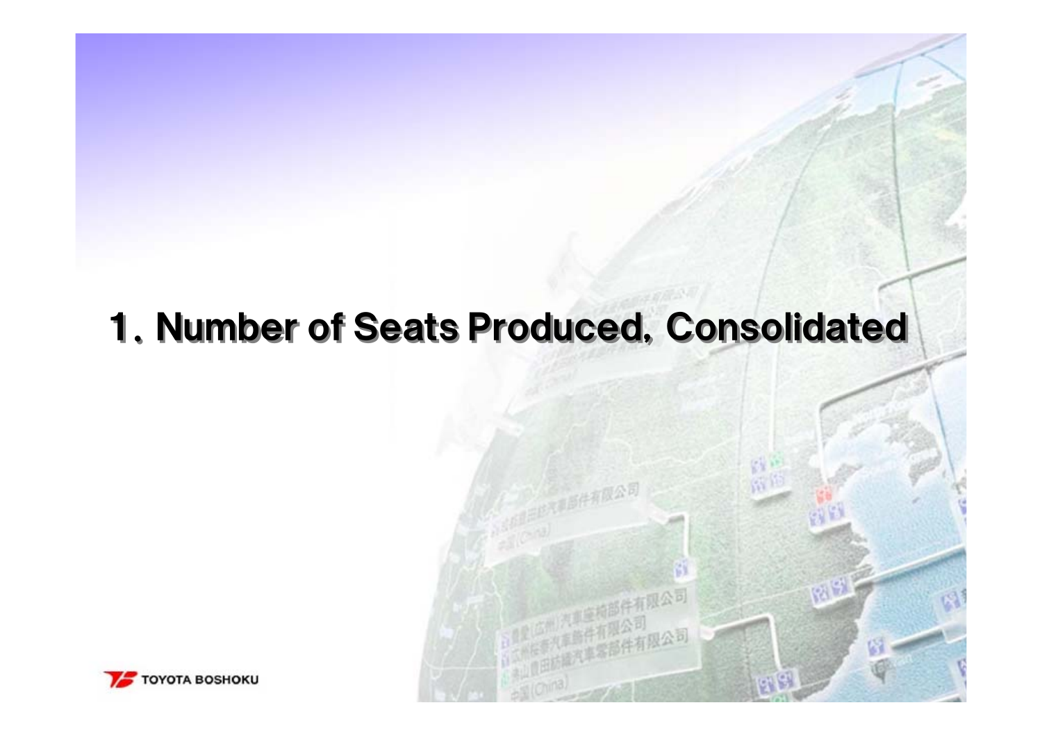# 1. Number of Seats Produced, Consolidated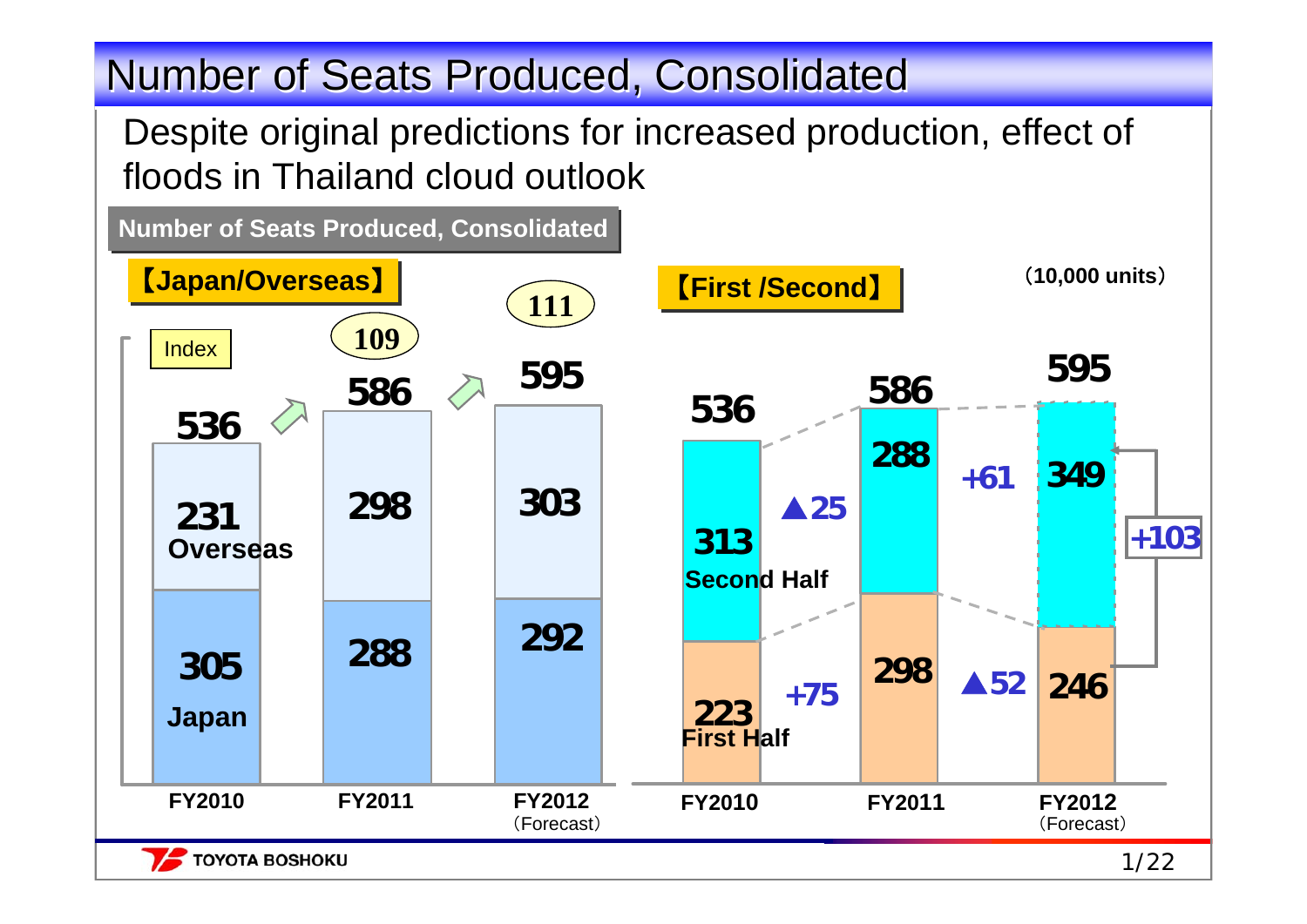# Number of Seats Produced, Consolidated

Despite original predictions for increased production, effect of floods in Thailand cloud outlook

**Number of Seats Produced, Consolidated**

(10,000 units)

**【Japan/Overseas】**

| | FY2010 | FY2011 | FY2012 (Forecast) |
|---|---|---|---|
| Index | | 109 | 111 |
| Total | 536 | 586 | 595 |
| Overseas | 231 | 298 | 303 |
| Japan | 305 | 288 | 292 |

**【First /Second】**

| | FY2010 | Change | FY2011 | Change | FY2012 (Forecast) |
|---|---|---|---|---|---|
| Total | 536 | | 586 | | 595 |
| Second Half | 313 | ▲25 | 288 | +61 | 349 |
| First Half | 223 | +75 | 298 | ▲52 | 246 |

First Half FY2012 → Second Half FY2012: +103

**TOYOTA BOSHOKU**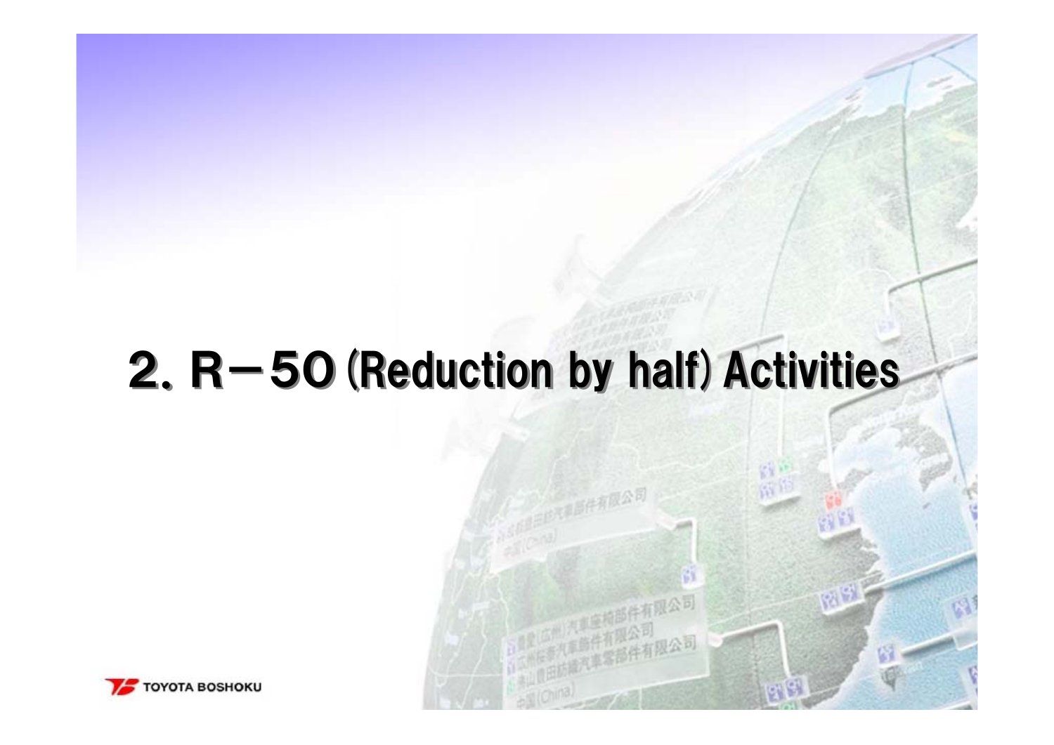# 2. R－50 (Reduction by half) Activities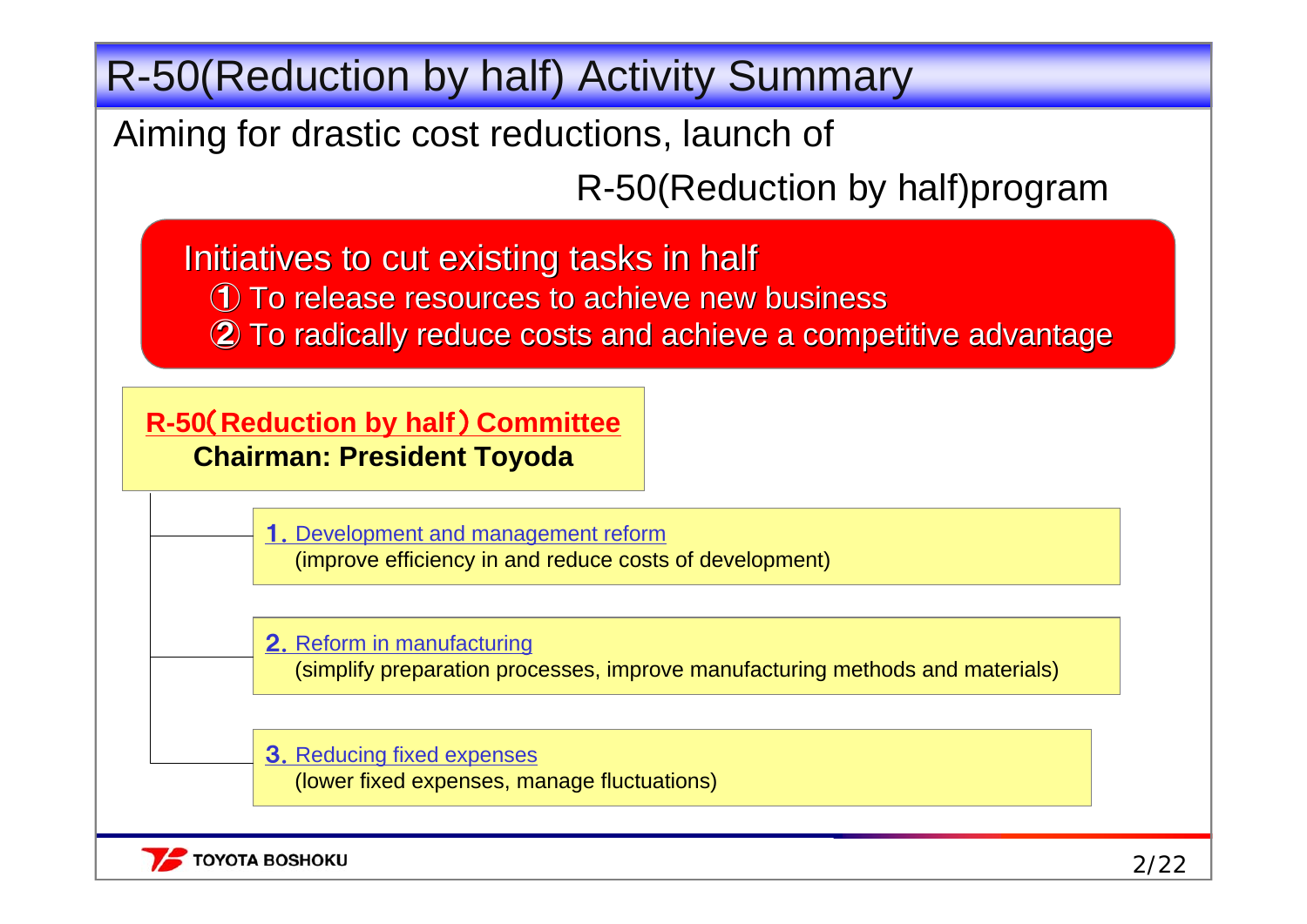# R-50(Reduction by half) Activity Summary

Aiming for drastic cost reductions, launch of

R-50(Reduction by half)program

**Initiatives to cut existing tasks in half**

① To release resources to achieve new business

② To radically reduce costs and achieve a competitive advantage

**R-50（Reduction by half）Committee**

**Chairman: President Toyoda**

- **1.** Development and management reform
  (improve efficiency in and reduce costs of development)
- **2.** Reform in manufacturing
  (simplify preparation processes, improve manufacturing methods and materials)
- **3.** Reducing fixed expenses
  (lower fixed expenses, manage fluctuations)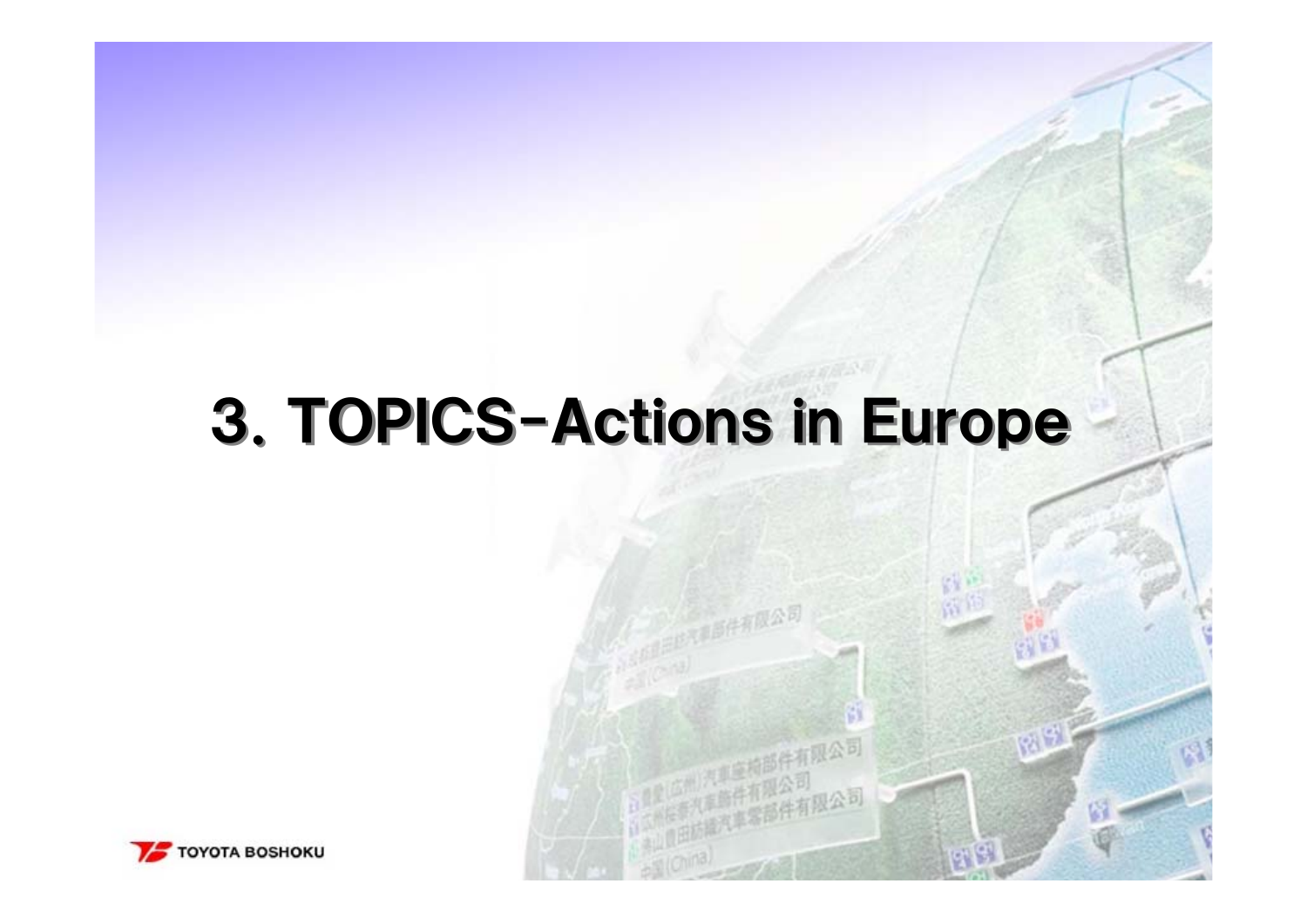# 3. TOPICS-Actions in Europe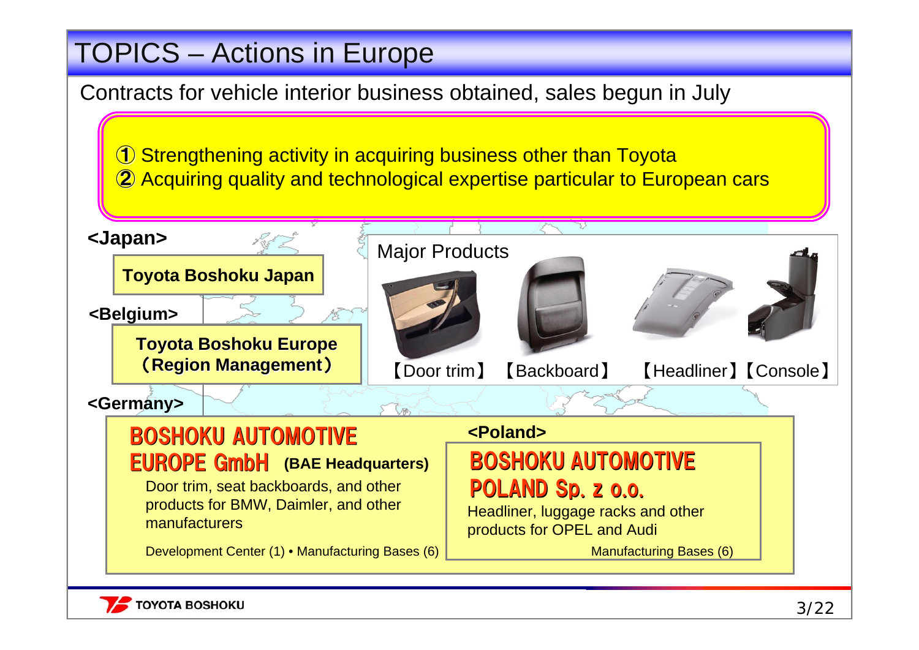# TOPICS – Actions in Europe

Contracts for vehicle interior business obtained, sales begun in July

① Strengthening activity in acquiring business other than Toyota
② Acquiring quality and technological expertise particular to European cars

**<Japan>**

**Toyota Boshoku Japan**

**<Belgium>**

**Toyota Boshoku Europe (Region Management)**

**<Germany>**

**BOSHOKU AUTOMOTIVE EUROPE GmbH** **(BAE Headquarters)**

Door trim, seat backboards, and other products for BMW, Daimler, and other manufacturers

Development Center (1) • Manufacturing Bases (6)

**<Poland>**

**BOSHOKU AUTOMOTIVE POLAND Sp. z o.o.**

Headliner, luggage racks and other products for OPEL and Audi

Manufacturing Bases (6)

Major Products

【Door trim】【Backboard】【Headliner】【Console】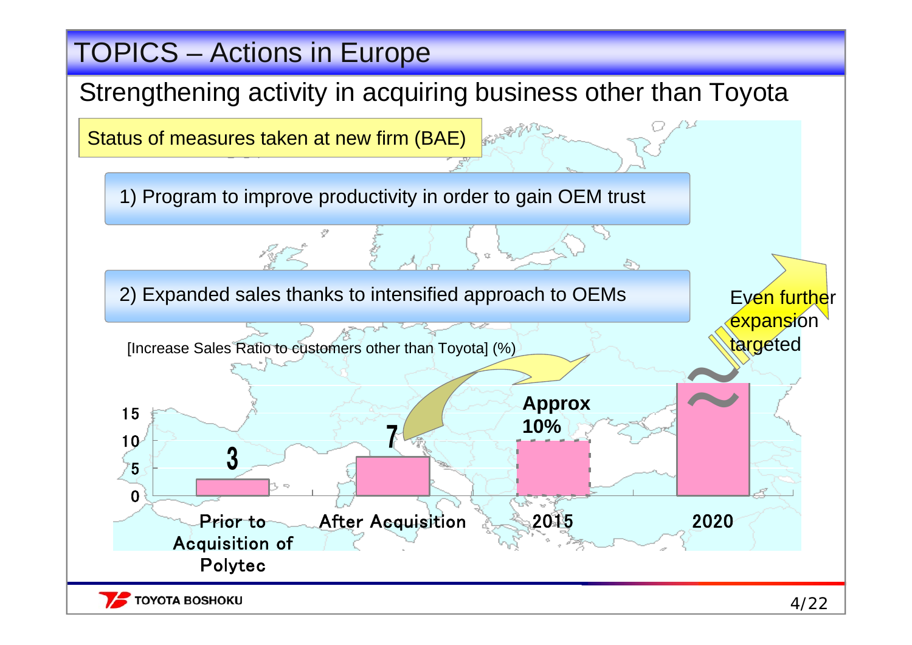# TOPICS – Actions in Europe

## Strengthening activity in acquiring business other than Toyota

**Status of measures taken at new firm (BAE)**

1) Program to improve productivity in order to gain OEM trust

2) Expanded sales thanks to intensified approach to OEMs

[Increase Sales Ratio to customers other than Toyota] (%)

| | Prior to Acquisition of Polytec | After Acquisition | 2015 | 2020 |
|---|---|---|---|---|
| Sales ratio (%) | 3 | 7 | Approx 10% | Even further expansion targeted |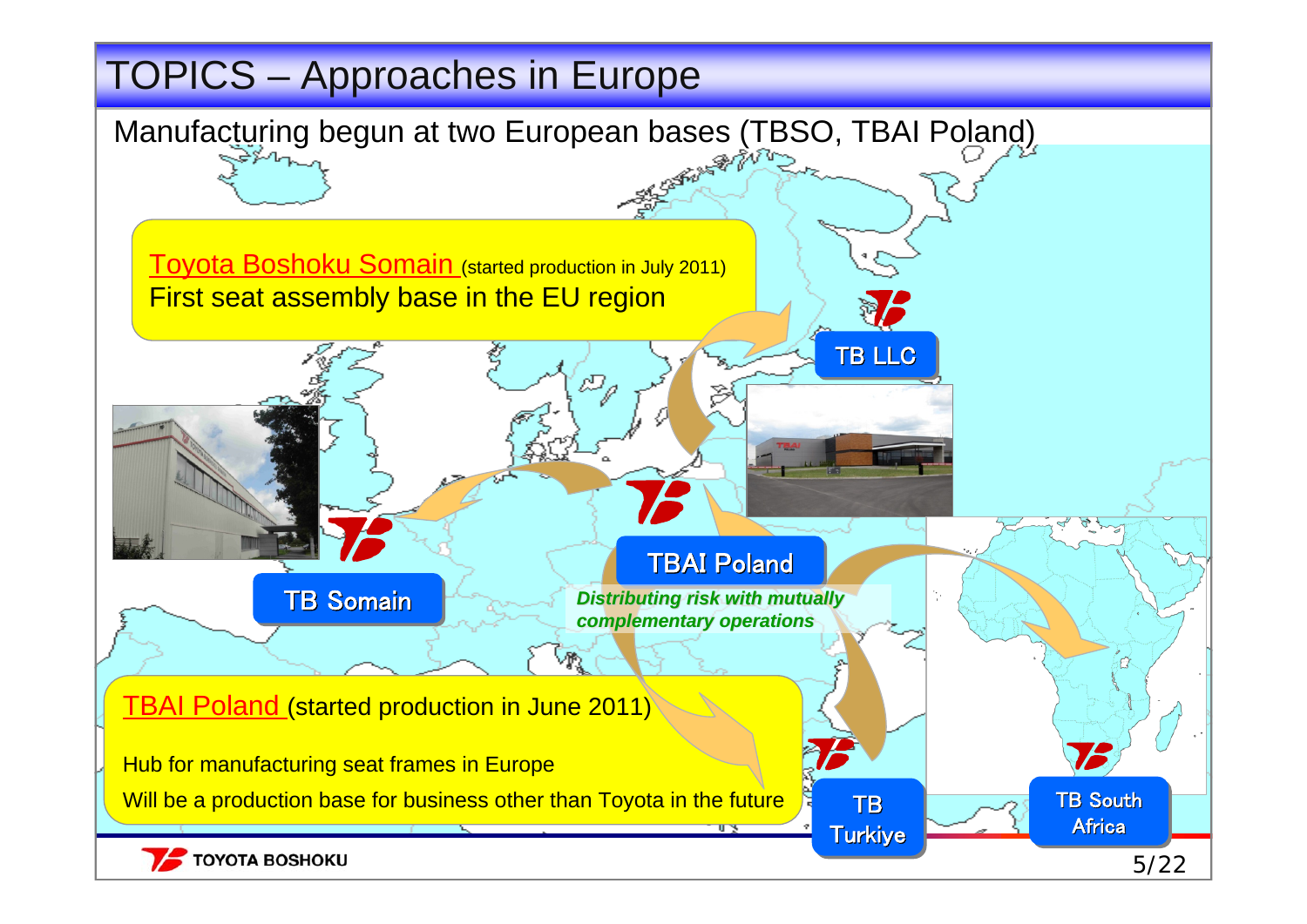# TOPICS – Approaches in Europe

Manufacturing begun at two European bases (TBSO, TBAI Poland)

**Toyota Boshoku Somain** (started production in July 2011)
First seat assembly base in the EU region

TB LLC

TB Somain

TBAI Poland

*Distributing risk with mutually complementary operations*

**TBAI Poland** (started production in June 2011)

Hub for manufacturing seat frames in Europe

Will be a production base for business other than Toyota in the future

TB Turkiye

TB South Africa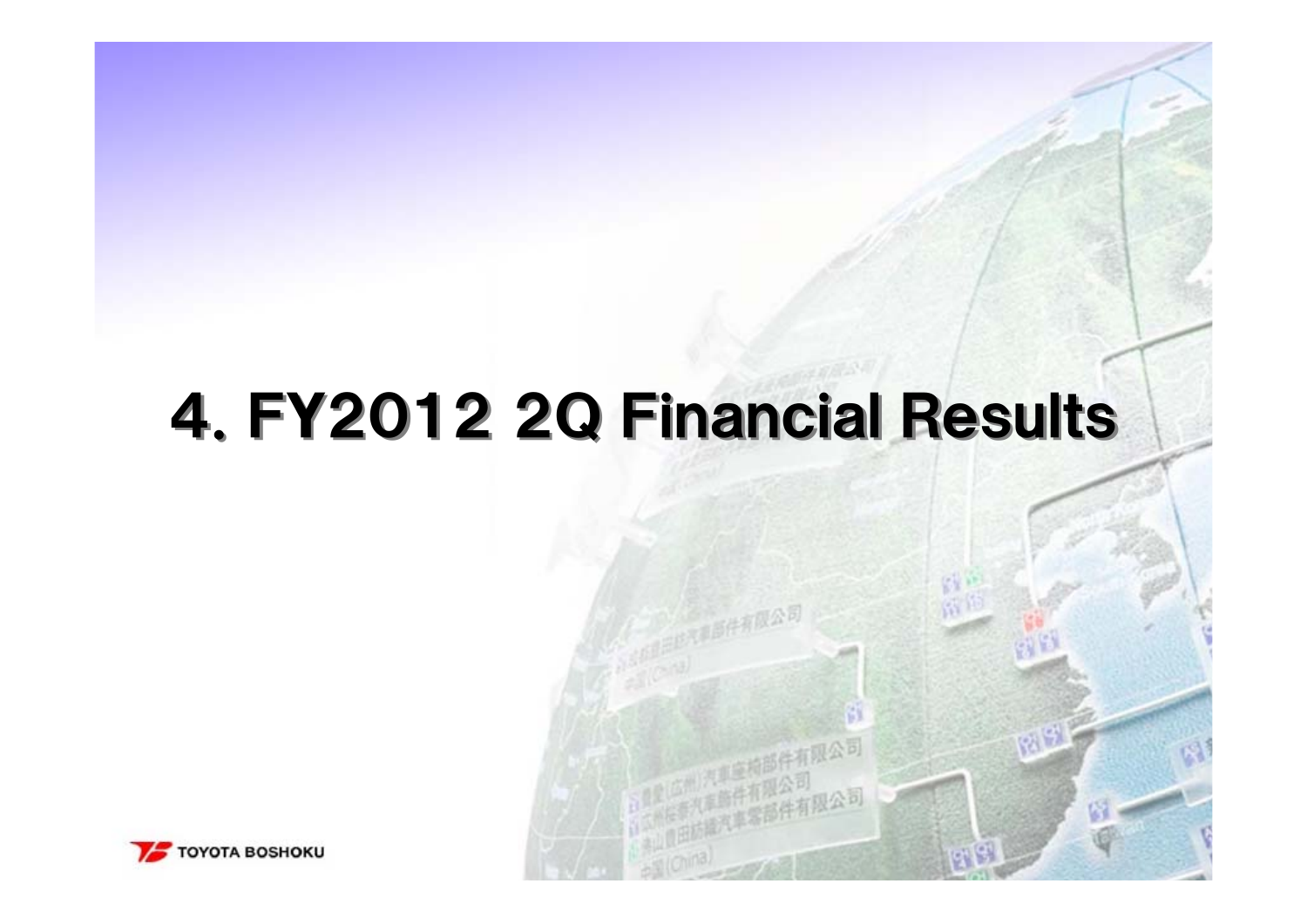# 4. FY2012 2Q Financial Results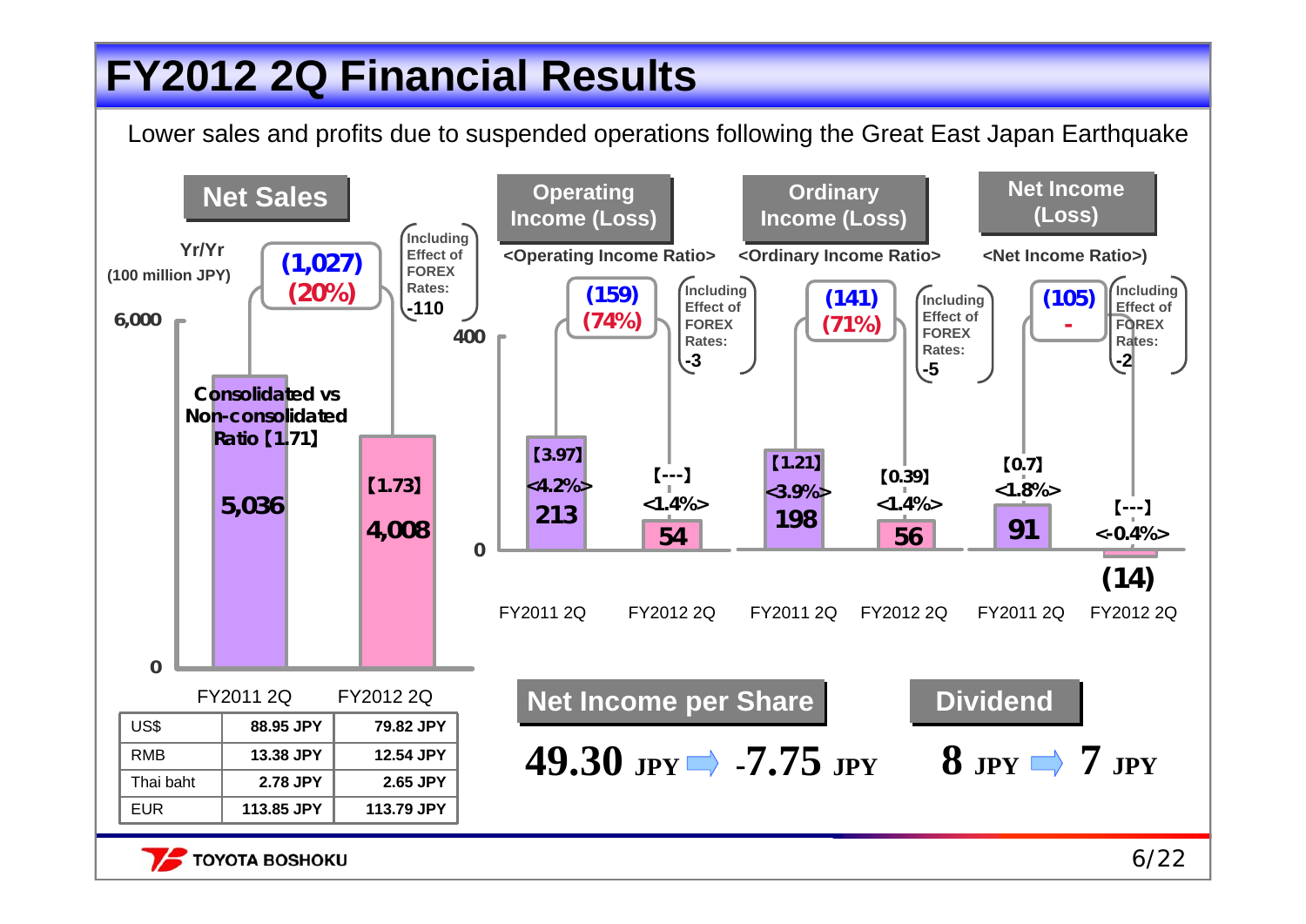# FY2012 2Q Financial Results

Lower sales and profits due to suspended operations following the Great East Japan Earthquake

## Net Sales

Yr/Yr (100 million JPY)

(1,027) (20%)

Including Effect of FOREX Rates: -110

| | FY2011 2Q | FY2012 2Q |
|---|---|---|
| Net Sales | 5,036 | 4,008 |
| Consolidated vs Non-consolidated Ratio | 【1.71】 | 【1.73】 |

## Operating Income (Loss)

<Operating Income Ratio>

(159) (74%)

Including Effect of FOREX Rates: -3

| | FY2011 2Q | FY2012 2Q |
|---|---|---|
| Operating Income (Loss) | 213 | 54 |
| Operating Income Ratio | <4.2%> | <1.4%> |
| Consolidated vs Non-consolidated Ratio | 【3.97】 | 【---】 |

## Ordinary Income (Loss)

<Ordinary Income Ratio>

(141) (71%)

Including Effect of FOREX Rates: -5

| | FY2011 2Q | FY2012 2Q |
|---|---|---|
| Ordinary Income (Loss) | 198 | 56 |
| Ordinary Income Ratio | <3.9%> | <1.4%> |
| Consolidated vs Non-consolidated Ratio | 【1.21】 | 【0.39】 |

## Net Income (Loss)

<Net Income Ratio>

(105) -

Including Effect of FOREX Rates: -2

| | FY2011 2Q | FY2012 2Q |
|---|---|---|
| Net Income (Loss) | 91 | (14) |
| Net Income Ratio | <1.8%> | <-0.4%> |
| Consolidated vs Non-consolidated Ratio | 【0.7】 | 【---】 |

## Exchange Rates

| | FY2011 2Q | FY2012 2Q |
|---|---|---|
| US$ | 88.95 JPY | 79.82 JPY |
| RMB | 13.38 JPY | 12.54 JPY |
| Thai baht | 2.78 JPY | 2.65 JPY |
| EUR | 113.85 JPY | 113.79 JPY |

## Net Income per Share

49.30 JPY ⇨ -7.75 JPY

## Dividend

8 JPY ⇨ 7 JPY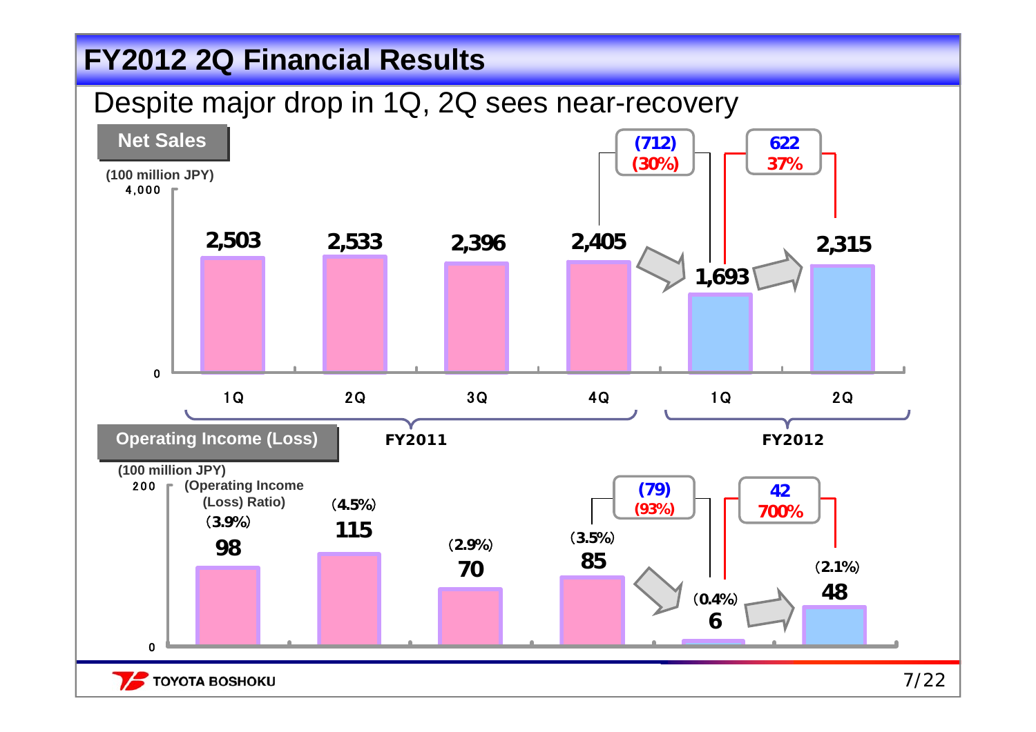# FY2012 2Q Financial Results

## Despite major drop in 1Q, 2Q sees near-recovery

### Net Sales

(100 million JPY)

| | FY2011 1Q | FY2011 2Q | FY2011 3Q | FY2011 4Q | FY2012 1Q | FY2012 2Q |
|---|---|---|---|---|---|---|
| Net Sales | 2,503 | 2,533 | 2,396 | 2,405 | 1,693 | 2,315 |

- FY2011 4Q → FY2012 1Q: (712) (30%)
- FY2012 1Q → FY2012 2Q: 622 37%

### Operating Income (Loss)

(100 million JPY)

| | FY2011 1Q | FY2011 2Q | FY2011 3Q | FY2011 4Q | FY2012 1Q | FY2012 2Q |
|---|---|---|---|---|---|---|
| Operating Income (Loss) | 98 | 115 | 70 | 85 | 6 | 48 |
| (Operating Income (Loss) Ratio) | (3.9%) | (4.5%) | (2.9%) | (3.5%) | (0.4%) | (2.1%) |

- FY2011 4Q → FY2012 1Q: (79) (93%)
- FY2012 1Q → FY2012 2Q: 42 700%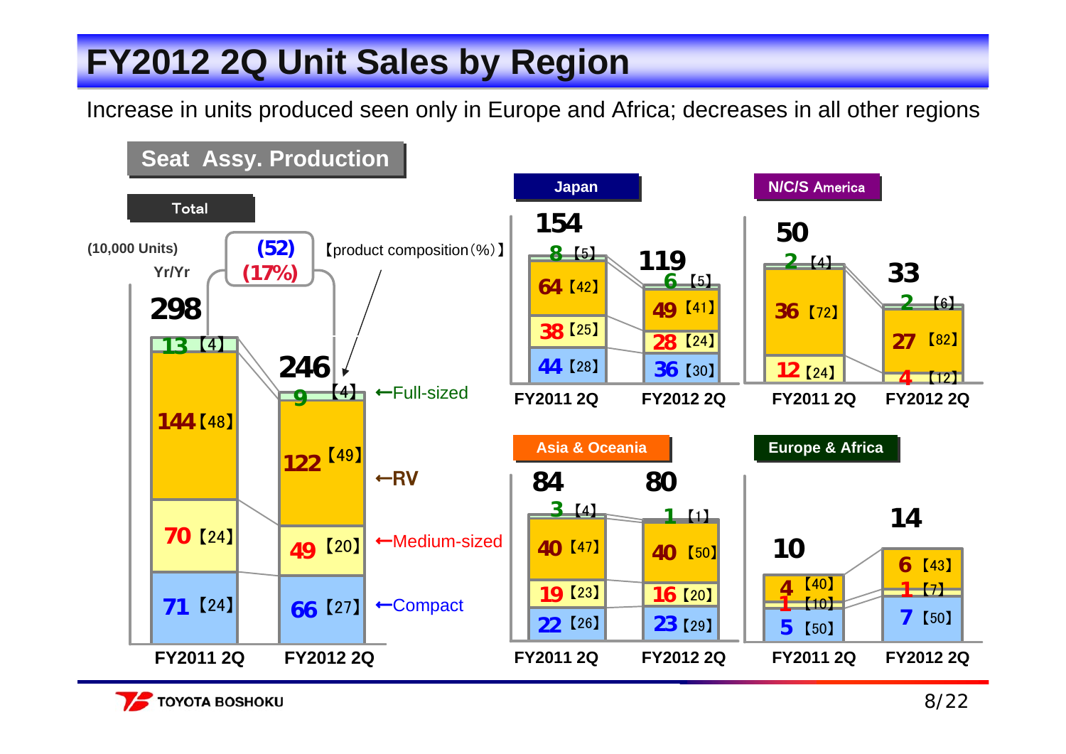# FY2012 2Q Unit Sales by Region

Increase in units produced seen only in Europe and Africa; decreases in all other regions

## Seat Assy. Production

### Total

(10,000 Units) 【product composition (%)】

Yr/Yr: (52) (17%)

| | FY2011 2Q | FY2012 2Q |
|---|---|---|
| Full-sized | 13【4】 | 9【4】 |
| RV | 144【48】 | 122【49】 |
| Medium-sized | 70【24】 | 49【20】 |
| Compact | 71【24】 | 66【27】 |
| **Total** | **298** | **246** |

### Japan

| | FY2011 2Q | FY2012 2Q |
|---|---|---|
| Full-sized | 8【5】 | 6【5】 |
| RV | 64【42】 | 49【41】 |
| Medium-sized | 38【25】 | 28【24】 |
| Compact | 44【28】 | 36【30】 |
| **Total** | **154** | **119** |

### N/C/S America

| | FY2011 2Q | FY2012 2Q |
|---|---|---|
| Full-sized | 2【4】 | 2【6】 |
| RV | 36【72】 | 27【82】 |
| Medium-sized | 12【24】 | 4【12】 |
| **Total** | **50** | **33** |

### Asia & Oceania

| | FY2011 2Q | FY2012 2Q |
|---|---|---|
| Full-sized | 3【4】 | 1【1】 |
| RV | 40【47】 | 40【50】 |
| Medium-sized | 19【23】 | 16【20】 |
| Compact | 22【26】 | 23【29】 |
| **Total** | **84** | **80** |

### Europe & Africa

| | FY2011 2Q | FY2012 2Q |
|---|---|---|
| RV | 4【40】 | 6【43】 |
| Medium-sized | 1【10】 | 1【7】 |
| Compact | 5【50】 | 7【50】 |
| **Total** | **10** | **14** |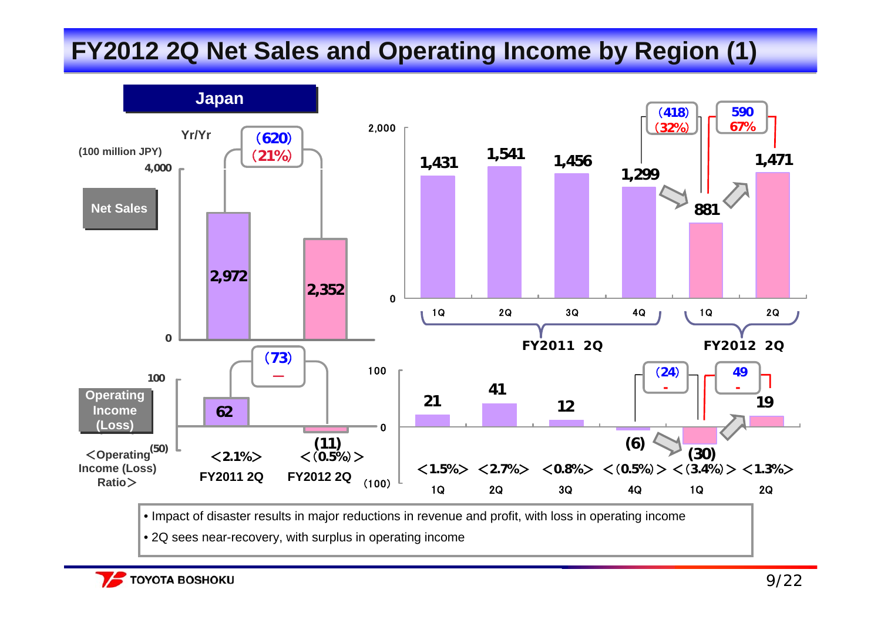# FY2012 2Q Net Sales and Operating Income by Region (1)

## Japan

(100 million JPY)

**Net Sales**

| | FY2011 2Q | FY2012 2Q | Yr/Yr |
|---|---|---|---|
| Net Sales | 2,972 | 2,352 | (620) (21%) |
| Operating Income (Loss) | 62 | (11) | (73) — |
| <Operating Income (Loss) Ratio> | <2.1%> | <(0.5%)> | |

| | FY2011 1Q | FY2011 2Q | FY2011 3Q | FY2011 4Q | FY2012 1Q | FY2012 2Q |
|---|---|---|---|---|---|---|
| Net Sales | 1,431 | 1,541 | 1,456 | 1,299 | 881 | 1,471 |
| Operating Income (Loss) | 21 | 41 | 12 | (6) | (30) | 19 |
| <Operating Income (Loss) Ratio> | <1.5%> | <2.7%> | <0.8%> | <(0.5%)> | <(3.4%)> | <1.3%> |

Net Sales: FY2011 4Q → FY2012 1Q: (418) (32%); FY2012 1Q → FY2012 2Q: 590 67%

Operating Income: FY2011 4Q → FY2012 1Q: (24) -; FY2012 1Q → FY2012 2Q: 49 -

- Impact of disaster results in major reductions in revenue and profit, with loss in operating income
- 2Q sees near-recovery, with surplus in operating income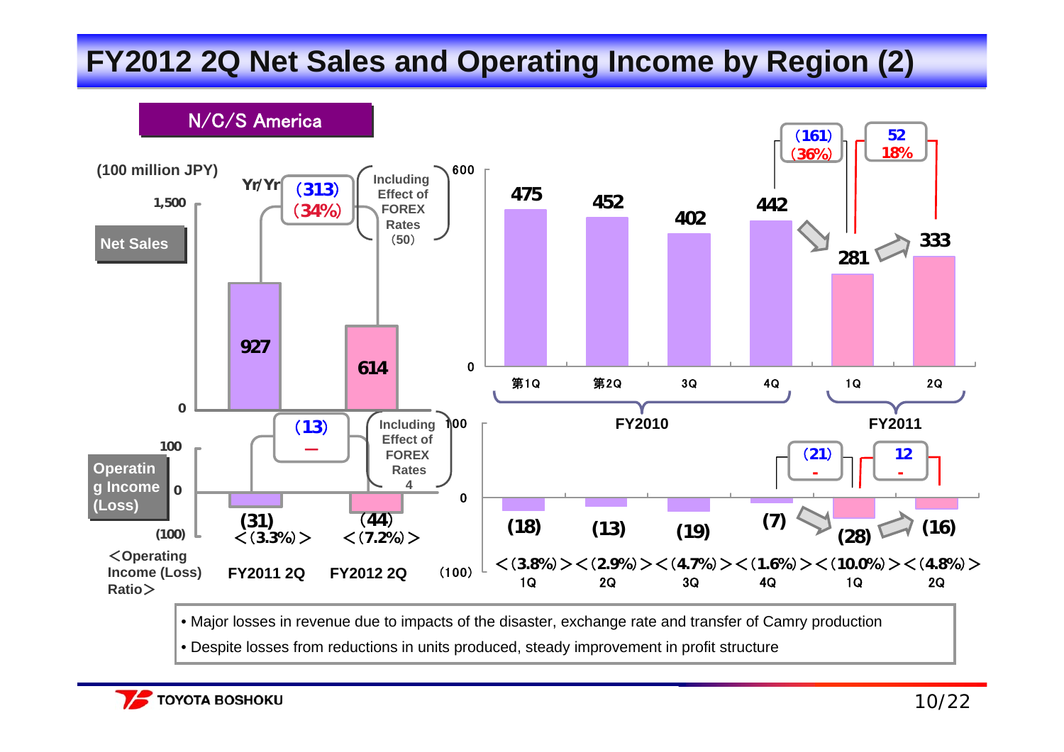# FY2012 2Q Net Sales and Operating Income by Region (2)

## N/C/S America

(100 million JPY)

**Net Sales**

| | FY2011 2Q | FY2012 2Q |
|---|---|---|
| Net Sales | 927 | 614 |
| Yr/Yr | | (313) (34%) |
| Including Effect of FOREX Rates | | (50) |

**Operating Income (Loss)**

| | FY2011 2Q | FY2012 2Q |
|---|---|---|
| Operating Income (Loss) | (31) | (44) |
| <Operating Income (Loss) Ratio> | <(3.3%)> | <(7.2%)> |
| Yr/Yr | | (13) — |
| Including Effect of FOREX Rates | | 4 |

**Quarterly trend**

| | FY2010 第1Q | FY2010 第2Q | FY2010 3Q | FY2010 4Q | FY2011 1Q | FY2011 2Q |
|---|---|---|---|---|---|---|
| Net Sales | 475 | 452 | 402 | 442 | 281 | 333 |
| Change | | | | | (161) (36%) | 52 18% |
| Operating Income (Loss) | (18) | (13) | (19) | (7) | (28) | (16) |
| Change | | | | | (21) - | 12 - |
| <Operating Income (Loss) Ratio> | <(3.8%)> | <(2.9%)> | <(4.7%)> | <(1.6%)> | <(10.0%)> | <(4.8%)> |

- Major losses in revenue due to impacts of the disaster, exchange rate and transfer of Camry production
- Despite losses from reductions in units produced, steady improvement in profit structure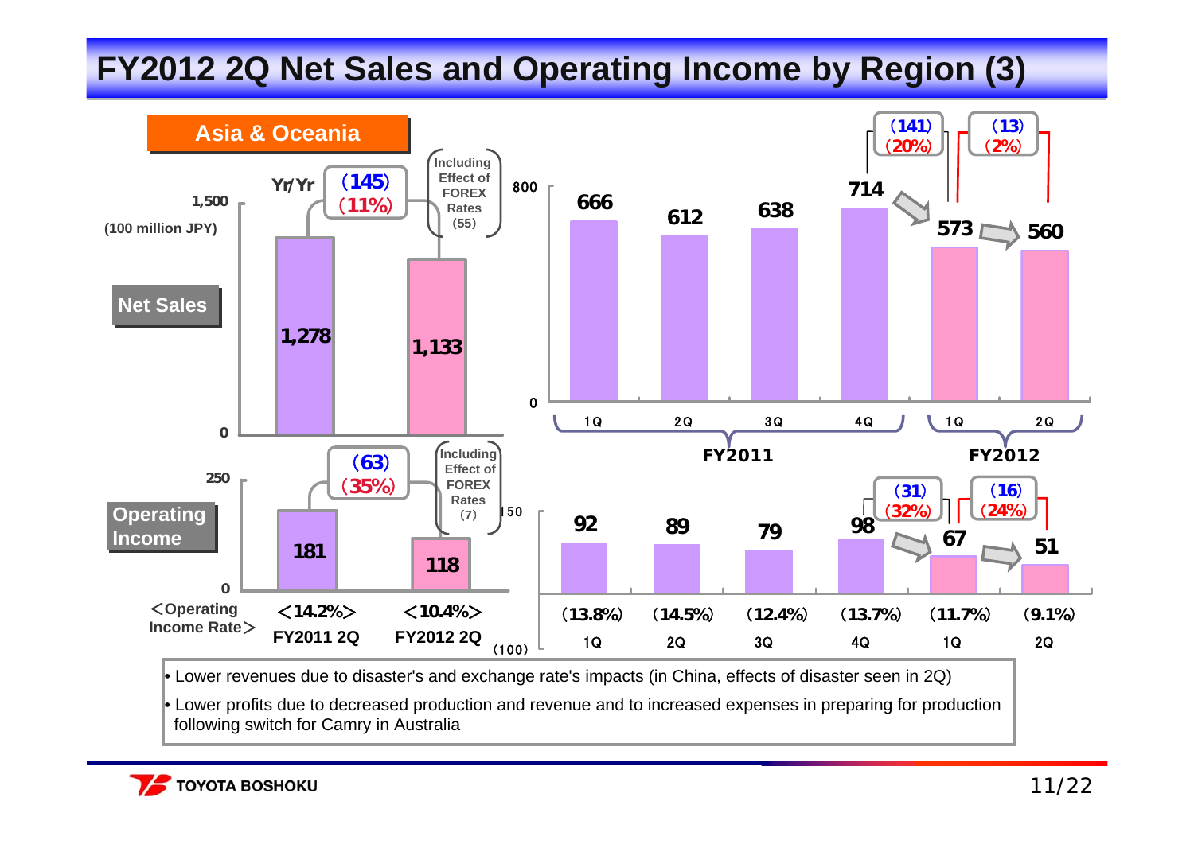# FY2012 2Q Net Sales and Operating Income by Region (3)

## Asia & Oceania

(100 million JPY)

**Net Sales**

| | FY2011 2Q | FY2012 2Q | Yr/Yr |
|---|---|---|---|
| Net Sales | 1,278 | 1,133 | (145) (11%) |

Including Effect of FOREX Rates (55)

| | FY2011 1Q | FY2011 2Q | FY2011 3Q | FY2011 4Q | FY2012 1Q | FY2012 2Q |
|---|---|---|---|---|---|---|
| Net Sales | 666 | 612 | 638 | 714 | 573 | 560 |

FY2011 4Q → FY2012 1Q: (141) (20%)
FY2012 1Q → FY2012 2Q: (13) (2%)

**Operating Income**

| | FY2011 2Q | FY2012 2Q | Yr/Yr |
|---|---|---|---|
| Operating Income | 181 | 118 | (63) (35%) |
| <Operating Income Rate> | <14.2%> | <10.4%> | |

Including Effect of FOREX Rates (7)

| | FY2011 1Q | FY2011 2Q | FY2011 3Q | FY2011 4Q | FY2012 1Q | FY2012 2Q |
|---|---|---|---|---|---|---|
| Operating Income | 92 | 89 | 79 | 98 | 67 | 51 |
| Operating Income Rate | (13.8%) | (14.5%) | (12.4%) | (13.7%) | (11.7%) | (9.1%) |

FY2011 4Q → FY2012 1Q: (31) (32%)
FY2012 1Q → FY2012 2Q: (16) (24%)

- Lower revenues due to disaster's and exchange rate's impacts (in China, effects of disaster seen in 2Q)
- Lower profits due to decreased production and revenue and to increased expenses in preparing for production following switch for Camry in Australia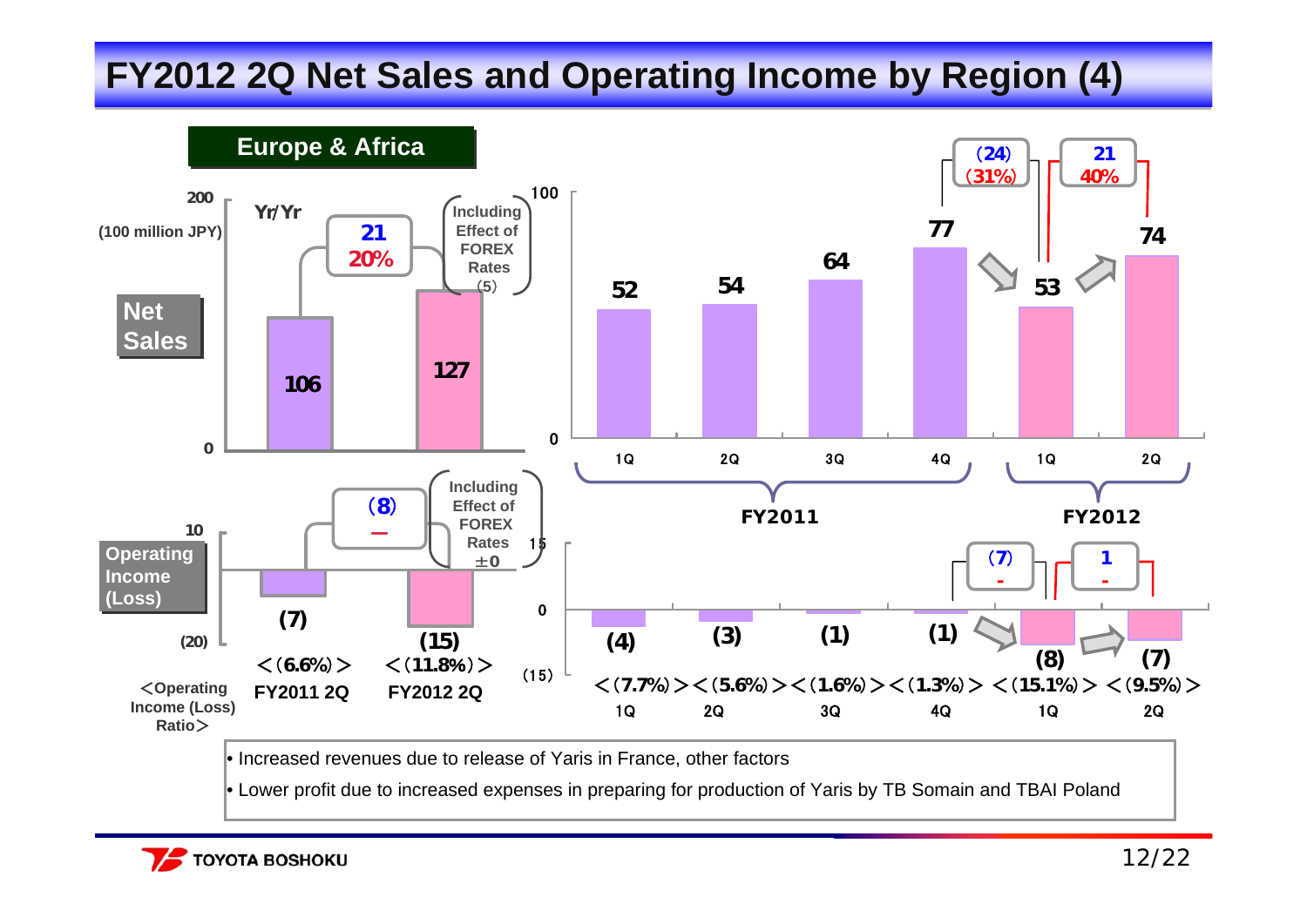# FY2012 2Q Net Sales and Operating Income by Region (4)

## Europe & Africa

(100 million JPY)

**Net Sales — Yr/Yr**

| | FY2011 2Q | FY2012 2Q | Change |
|---|---|---|---|
| Net Sales | 106 | 127 | 21 (20%) |

Including Effect of FOREX Rates (5)

**Net Sales — Quarterly**

| | FY2011 1Q | FY2011 2Q | FY2011 3Q | FY2011 4Q | FY2012 1Q | FY2012 2Q |
|---|---|---|---|---|---|---|
| Net Sales | 52 | 54 | 64 | 77 | 53 | 74 |

FY2011 4Q → FY2012 1Q: (24) (31%); FY2012 1Q → FY2012 2Q: 21 (40%)

**Operating Income (Loss) — Yr/Yr**

| | FY2011 2Q | FY2012 2Q | Change |
|---|---|---|---|
| Operating Income (Loss) | (7) | (15) | (8) — |
| <Operating Income (Loss) Ratio> | <(6.6%)> | <(11.8%)> | |

Including Effect of FOREX Rates ±0

**Operating Income (Loss) — Quarterly**

| | FY2011 1Q | FY2011 2Q | FY2011 3Q | FY2011 4Q | FY2012 1Q | FY2012 2Q |
|---|---|---|---|---|---|---|
| Operating Income (Loss) | (4) | (3) | (1) | (1) | (8) | (7) |
| <Operating Income (Loss) Ratio> | <(7.7%)> | <(5.6%)> | <(1.6%)> | <(1.3%)> | <(15.1%)> | <(9.5%)> |

FY2011 4Q → FY2012 1Q: (7) -; FY2012 1Q → FY2012 2Q: 1 -

- Increased revenues due to release of Yaris in France, other factors
- Lower profit due to increased expenses in preparing for production of Yaris by TB Somain and TBAI Poland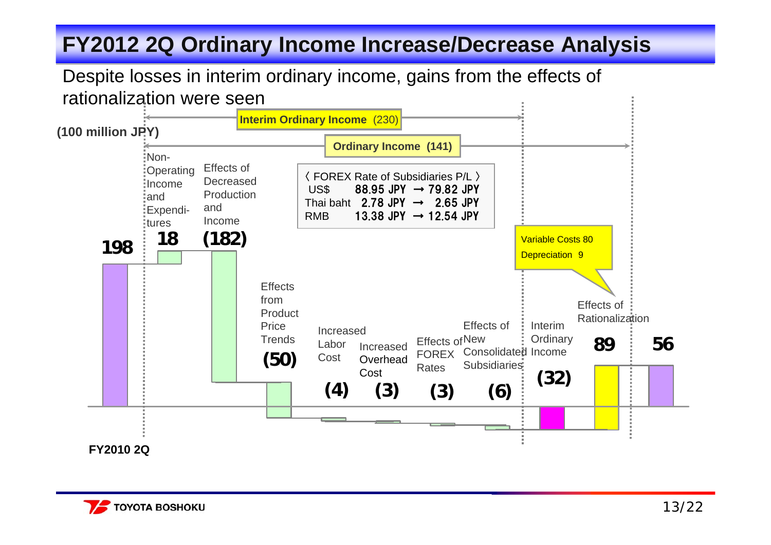# FY2012 2Q Ordinary Income Increase/Decrease Analysis

Despite losses in interim ordinary income, gains from the effects of rationalization were seen

(100 million JPY)

**Interim Ordinary Income** (230)

**Ordinary Income (141)**

〈 FOREX Rate of Subsidiaries P/L 〉

| | | |
|---|---|---|
| US$ | 88.95 JPY | → 79.82 JPY |
| Thai baht | 2.78 JPY | → 2.65 JPY |
| RMB | 13.38 JPY | → 12.54 JPY |

| Item | Amount |
|---|---|
| FY2010 2Q | 198 |
| Non-Operating Income and Expenditures | 18 |
| Effects of Decreased Production and Income | (182) |
| Effects from Product Price Trends | (50) |
| Increased Labor Cost | (4) |
| Increased Overhead Cost | (3) |
| Effects of FOREX Rates | (3) |
| Effects of New Consolidated Subsidiaries | (6) |
| Interim Ordinary Income | (32) |
| Effects of Rationalization | 89 |
| | 56 |

Effects of Rationalization: Variable Costs 80, Depreciation 9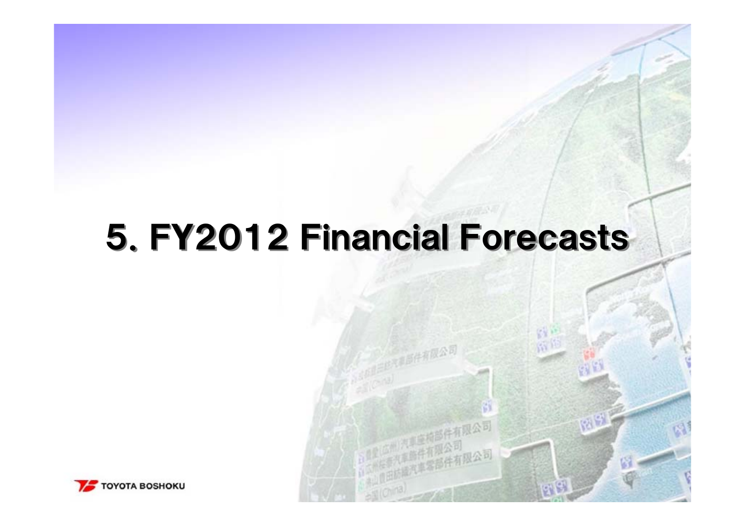# 5. FY2012 Financial Forecasts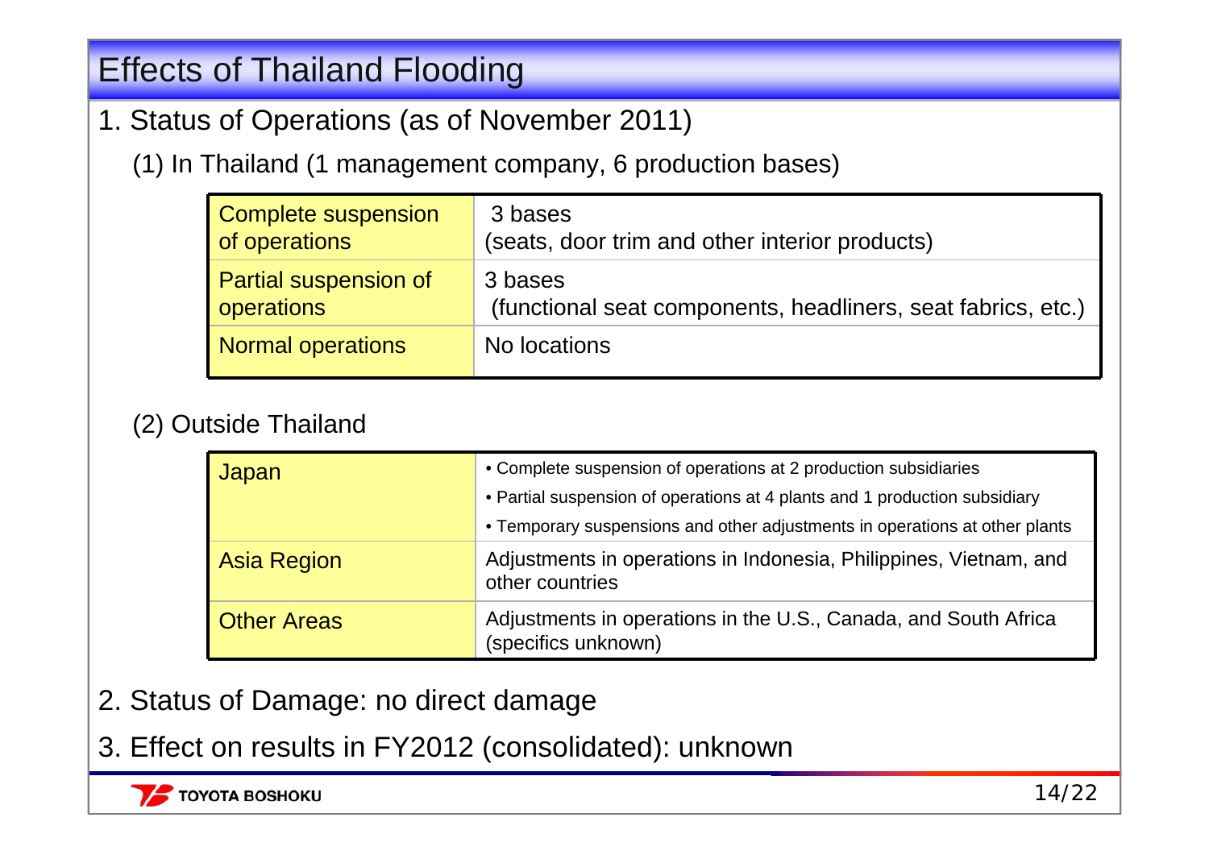# Effects of Thailand Flooding

## 1. Status of Operations (as of November 2011)

### (1) In Thailand (1 management company, 6 production bases)

| | |
|---|---|
| Complete suspension of operations | 3 bases (seats, door trim and other interior products) |
| Partial suspension of operations | 3 bases (functional seat components, headliners, seat fabrics, etc.) |
| Normal operations | No locations |

### (2) Outside Thailand

| | |
|---|---|
| Japan | • Complete suspension of operations at 2 production subsidiaries<br>• Partial suspension of operations at 4 plants and 1 production subsidiary<br>• Temporary suspensions and other adjustments in operations at other plants |
| Asia Region | Adjustments in operations in Indonesia, Philippines, Vietnam, and other countries |
| Other Areas | Adjustments in operations in the U.S., Canada, and South Africa (specifics unknown) |

## 2. Status of Damage: no direct damage

## 3. Effect on results in FY2012 (consolidated): unknown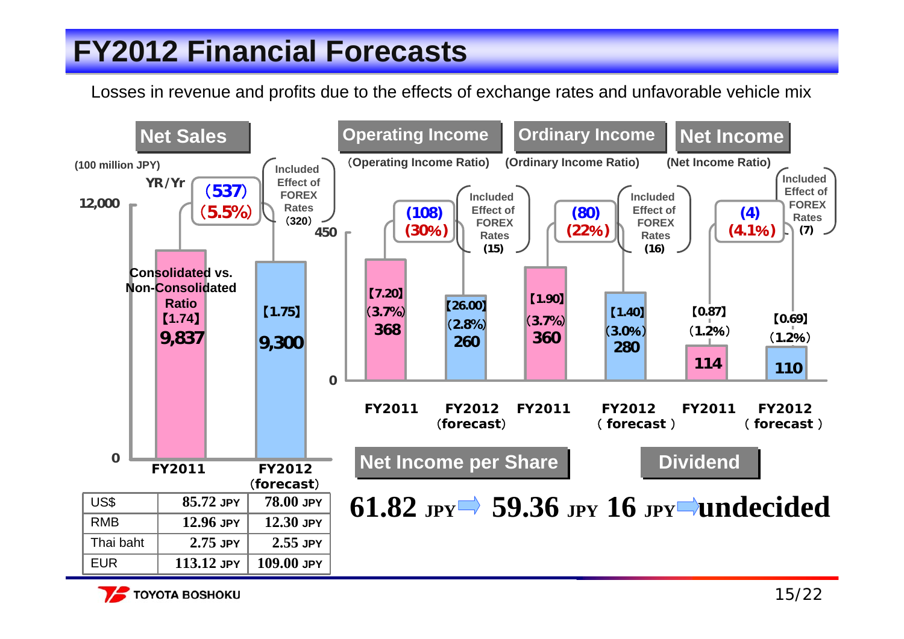# FY2012 Financial Forecasts

Losses in revenue and profits due to the effects of exchange rates and unfavorable vehicle mix

## Net Sales

(100 million JPY)

| | FY2011 | FY2012 (forecast) |
|---|---|---|
| Net Sales | 9,837 | 9,300 |
| Consolidated vs. Non-Consolidated Ratio | 【1.74】 | 【1.75】 |

YR/Yr: (537) (5.5%)

Included Effect of FOREX Rates (320)

## Operating Income

(Operating Income Ratio)

| | FY2011 | FY2012 (forecast) |
|---|---|---|
| Operating Income | 368 | 260 |
| Ratio | (3.7%) | (2.8%) |
| Consolidated vs. Non-Consolidated Ratio | 【7.20】 | 【26.00】 |

YR/Yr: (108) (30%)

Included Effect of FOREX Rates (15)

## Ordinary Income

(Ordinary Income Ratio)

| | FY2011 | FY2012 (forecast) |
|---|---|---|
| Ordinary Income | 360 | 280 |
| Ratio | (3.7%) | (3.0%) |
| Consolidated vs. Non-Consolidated Ratio | 【1.90】 | 【1.40】 |

YR/Yr: (80) (22%)

Included Effect of FOREX Rates (16)

## Net Income

(Net Income Ratio)

| | FY2011 | FY2012 (forecast) |
|---|---|---|
| Net Income | 114 | 110 |
| Ratio | (1.2%) | (1.2%) |
| Consolidated vs. Non-Consolidated Ratio | 【0.87】 | 【0.69】 |

YR/Yr: (4) (4.1%)

Included Effect of FOREX Rates (7)

## Exchange Rates

| | FY2011 | FY2012 (forecast) |
|---|---|---|
| US$ | 85.72 JPY | 78.00 JPY |
| RMB | 12.96 JPY | 12.30 JPY |
| Thai baht | 2.75 JPY | 2.55 JPY |
| EUR | 113.12 JPY | 109.00 JPY |

## Net Income per Share

61.82 JPY ⇒ 59.36 JPY

## Dividend

16 JPY ⇒ undecided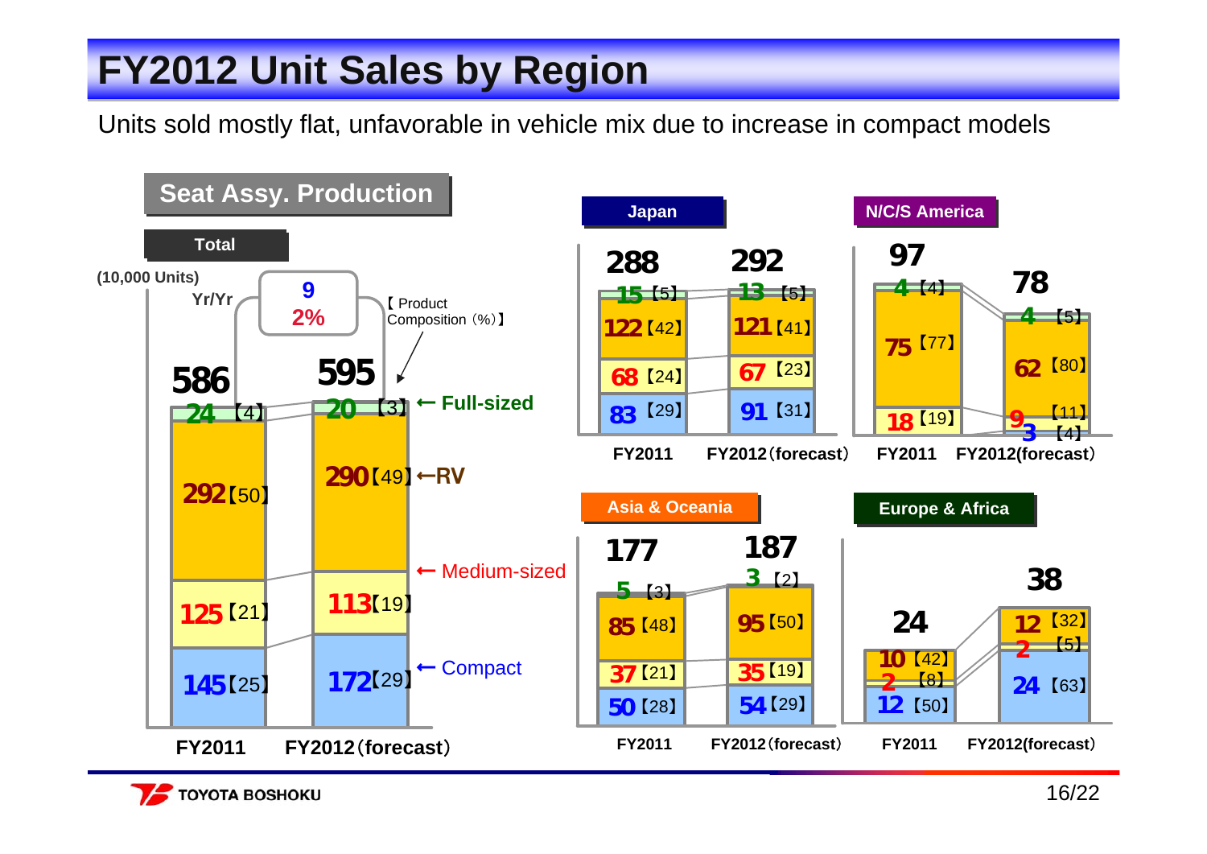# FY2012 Unit Sales by Region

Units sold mostly flat, unfavorable in vehicle mix due to increase in compact models

## Seat Assy. Production

### Total

(10,000 Units)

Yr/Yr: 9 (2%)

【Product Composition（%）】

| | FY2011 | FY2012（forecast） |
|---|---|---|
| Total | 586 | 595 |
| Full-sized | 24【4】 | 20【3】 |
| RV | 292【50】 | 290【49】 |
| Medium-sized | 125【21】 | 113【19】 |
| Compact | 145【25】 | 172【29】 |

### Japan

| | FY2011 | FY2012（forecast） |
|---|---|---|
| Total | 288 | 292 |
| Full-sized | 15【5】 | 13【5】 |
| RV | 122【42】 | 121【41】 |
| Medium-sized | 68【24】 | 67【23】 |
| Compact | 83【29】 | 91【31】 |

### N/C/S America

| | FY2011 | FY2012(forecast) |
|---|---|---|
| Total | 97 | 78 |
| Full-sized | 4【4】 | 4【5】 |
| RV | 75【77】 | 62【80】 |
| Medium-sized | 18【19】 | 9【11】 |
| Compact | | 3【4】 |

### Asia & Oceania

| | FY2011 | FY2012（forecast） |
|---|---|---|
| Total | 177 | 187 |
| Full-sized | 5【3】 | 3【2】 |
| RV | 85【48】 | 95【50】 |
| Medium-sized | 37【21】 | 35【19】 |
| Compact | 50【28】 | 54【29】 |

### Europe & Africa

| | FY2011 | FY2012(forecast) |
|---|---|---|
| Total | 24 | 38 |
| RV | 10【42】 | 12【32】 |
| Medium-sized | 2【8】 | 2【5】 |
| Compact | 12【50】 | 24【63】 |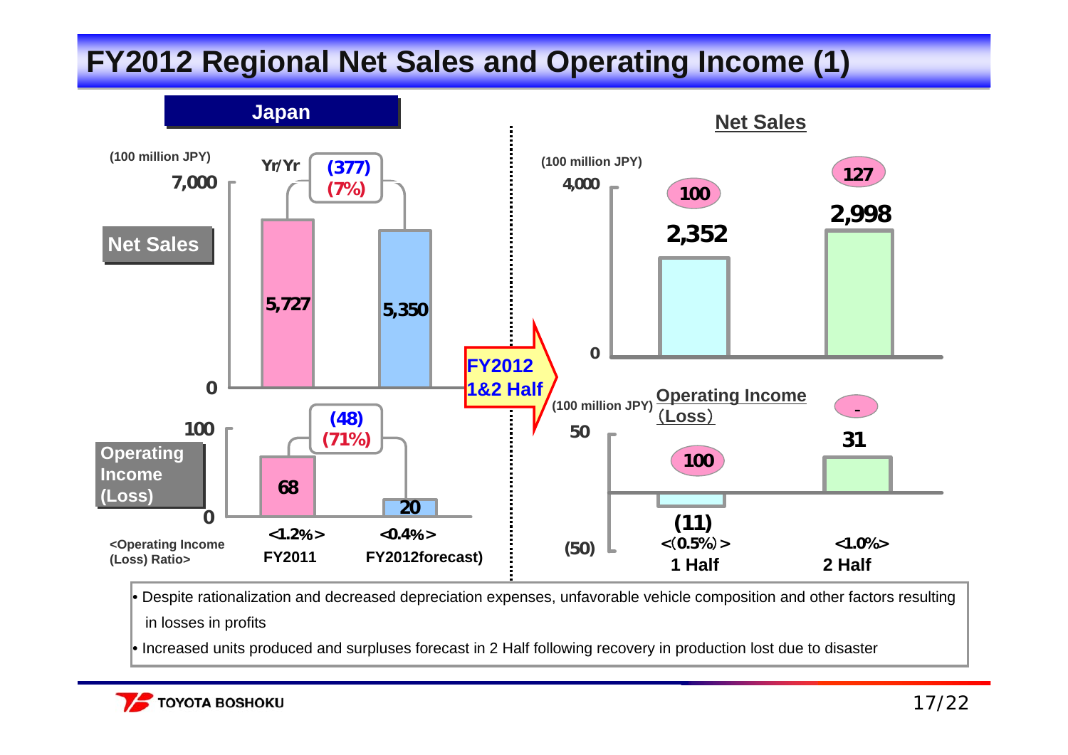# FY2012 Regional Net Sales and Operating Income (1)

## Japan

(100 million JPY)

| | FY2011 | FY2012 (forecast) | Yr/Yr |
|---|---|---|---|
| Net Sales | 5,727 | 5,350 | (377) (7%) |
| Operating Income (Loss) | 68 | 20 | (48) (71%) |
| <Operating Income (Loss) Ratio> | <1.2%> | <0.4%> | |

**FY2012 1&2 Half**

(100 million JPY)

| | 1 Half | 2 Half |
|---|---|---|
| Net Sales | 2,352 (100) | 2,998 (127) |
| Operating Income (Loss) | (11) (100) | 31 (-) |
| <Operating Income (Loss) Ratio> | <(0.5%)> | <1.0%> |

- Despite rationalization and decreased depreciation expenses, unfavorable vehicle composition and other factors resulting in losses in profits
- Increased units produced and surpluses forecast in 2 Half following recovery in production lost due to disaster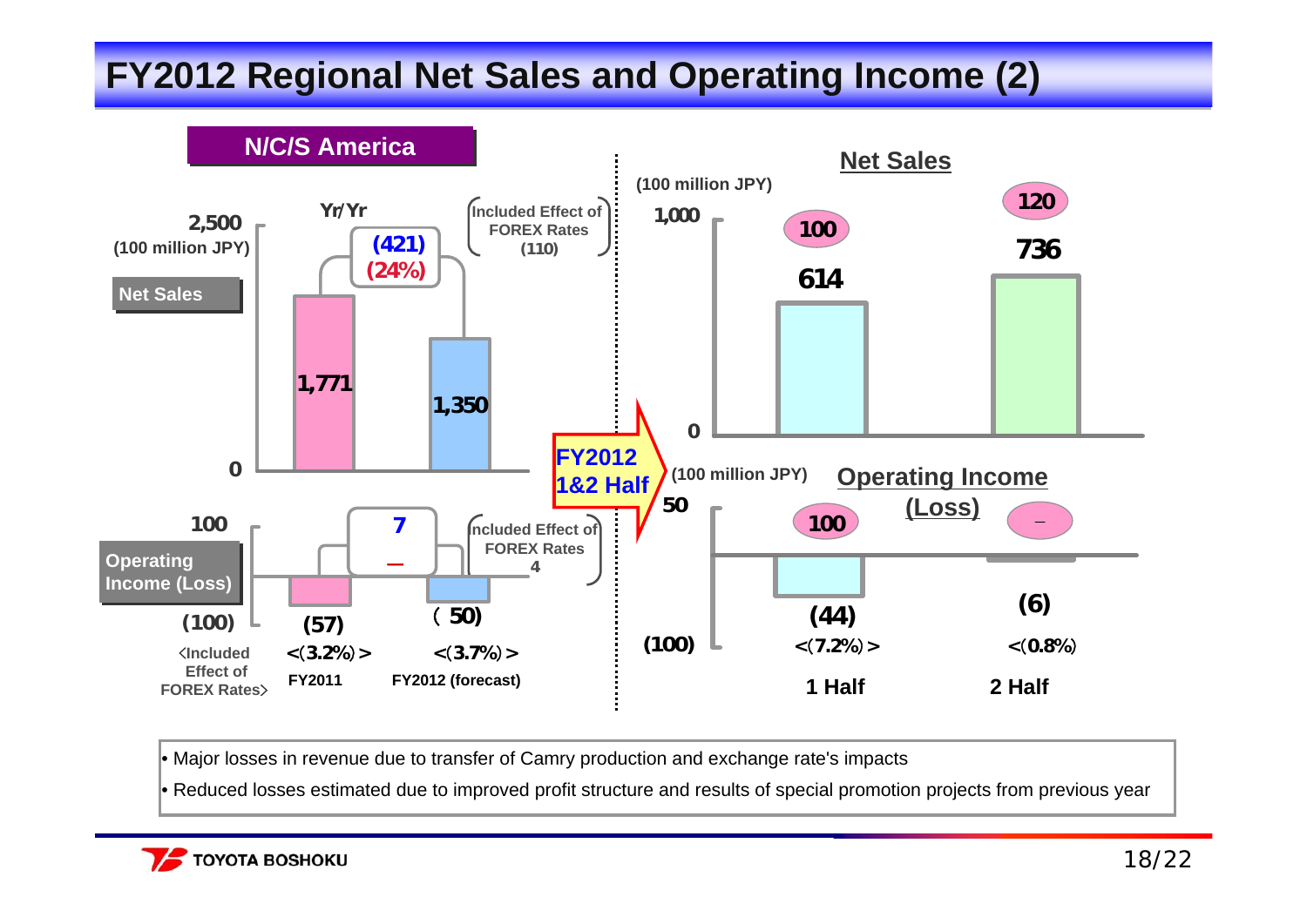# FY2012 Regional Net Sales and Operating Income (2)

## N/C/S America

**Net Sales** (100 million JPY)

| | FY2011 | FY2012 (forecast) | Yr/Yr | Included Effect of FOREX Rates |
|---|---|---|---|---|
| Net Sales | 1,771 | 1,350 | (421) (24%) | (110) |
| Operating Income (Loss) | (57) | (50) | 7 | 4 |
| <Included Effect of FOREX Rates> | <(3.2%)> | <(3.7%)> | — | |

**FY2012 1&2 Half**

**Net Sales** (100 million JPY)

| | 1 Half | 2 Half |
|---|---|---|
| Net Sales | 614 | 736 |
| Forecast (previous) | 100 | 120 |

**Operating Income (Loss)** (100 million JPY)

| | 1 Half | 2 Half |
|---|---|---|
| Operating Income (Loss) | (44) | (6) |
| Margin | <(7.2%)> | <(0.8%)> |
| | 100 | – |

- Major losses in revenue due to transfer of Camry production and exchange rate's impacts
- Reduced losses estimated due to improved profit structure and results of special promotion projects from previous year

TOYOTA BOSHOKU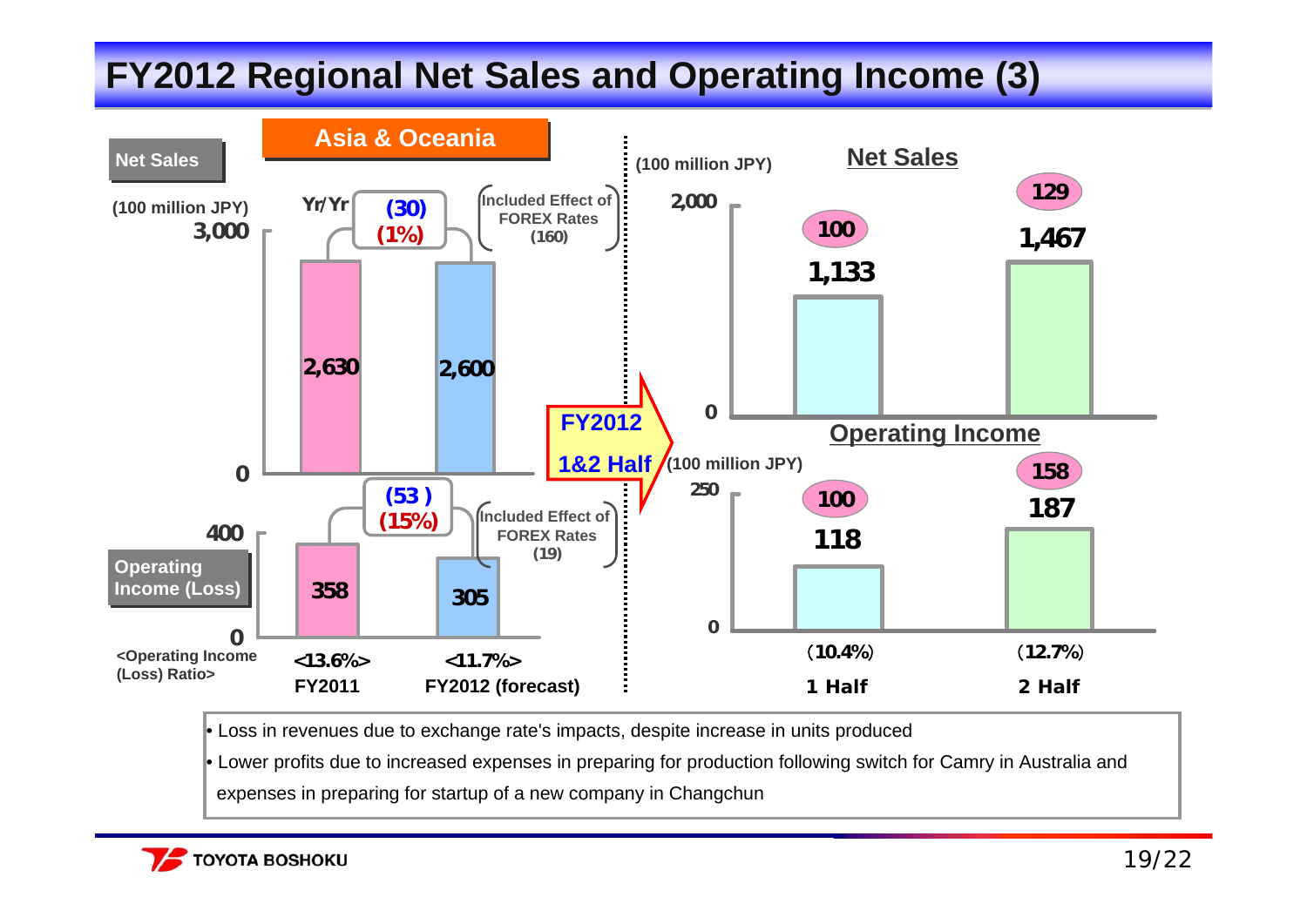# FY2012 Regional Net Sales and Operating Income (3)

## Asia & Oceania

**Net Sales** (100 million JPY)

| | FY2011 | FY2012 (forecast) |
|---|---|---|
| Net Sales | 2,630 | 2,600 |

Yr/Yr: (30) (1%)

Included Effect of FOREX Rates (160)

**Operating Income (Loss)** (100 million JPY)

| | FY2011 | FY2012 (forecast) |
|---|---|---|
| Operating Income (Loss) | 358 | 305 |
| <Operating Income (Loss) Ratio> | <13.6%> | <11.7%> |

Yr/Yr: (53) (15%)

Included Effect of FOREX Rates (19)

**FY2012 1&2 Half**

**Net Sales** (100 million JPY)

| | 1 Half | 2 Half |
|---|---|---|
| Net Sales | 1,133 | 1,467 |
| Index | 100 | 129 |

**Operating Income** (100 million JPY)

| | 1 Half | 2 Half |
|---|---|---|
| Operating Income | 118 | 187 |
| Index | 100 | 158 |
| Ratio | (10.4%) | (12.7%) |

- Loss in revenues due to exchange rate's impacts, despite increase in units produced
- Lower profits due to increased expenses in preparing for production following switch for Camry in Australia and expenses in preparing for startup of a new company in Changchun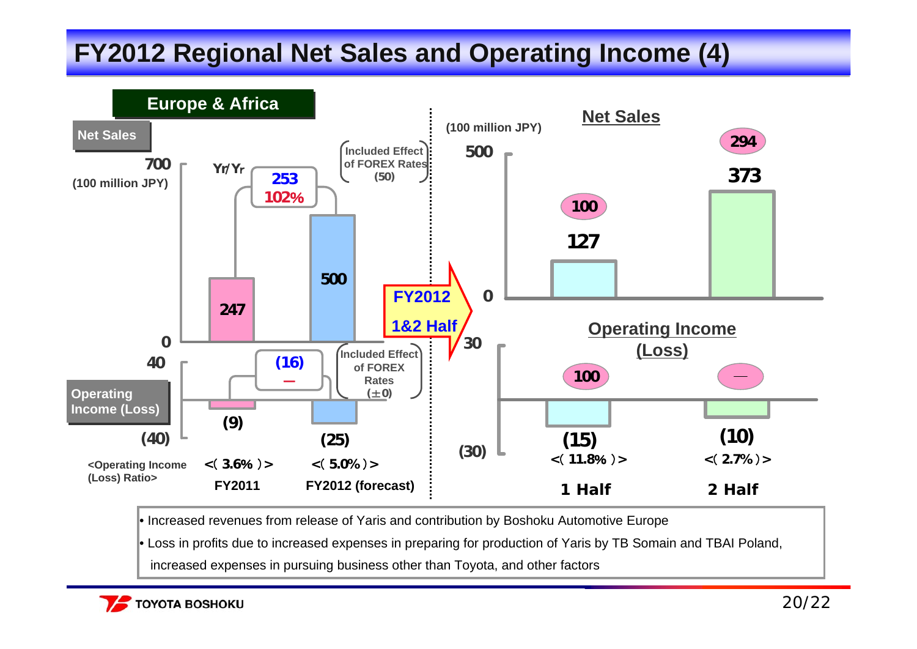# FY2012 Regional Net Sales and Operating Income (4)

## Europe & Africa

**Net Sales** (100 million JPY)

| | FY2011 | FY2012 (forecast) |
|---|---|---|
| Net Sales | 247 | 500 |
| Yr/Yr | | 253 (102%) |
| Included Effect of FOREX Rates | | (50) |

**Operating Income (Loss)**

| | FY2011 | FY2012 (forecast) |
|---|---|---|
| Operating Income (Loss) | (9) | (25) |
| Yr/Yr | | (16) (—) |
| Included Effect of FOREX Rates | | (±0) |
| <Operating Income (Loss) Ratio> | <(3.6%)> | <(5.0%)> |

**FY2012 1&2 Half**

**Net Sales** (100 million JPY)

| | 1 Half | 2 Half |
|---|---|---|
| Net Sales | 127 | 373 |
| (%) | 100 | 294 |

**Operating Income (Loss)**

| | 1 Half | 2 Half |
|---|---|---|
| Operating Income (Loss) | (15) | (10) |
| (%) | 100 | — |
| <Operating Income (Loss) Ratio> | <(11.8%)> | <(2.7%)> |

- Increased revenues from release of Yaris and contribution by Boshoku Automotive Europe
- Loss in profits due to increased expenses in preparing for production of Yaris by TB Somain and TBAI Poland, increased expenses in pursuing business other than Toyota, and other factors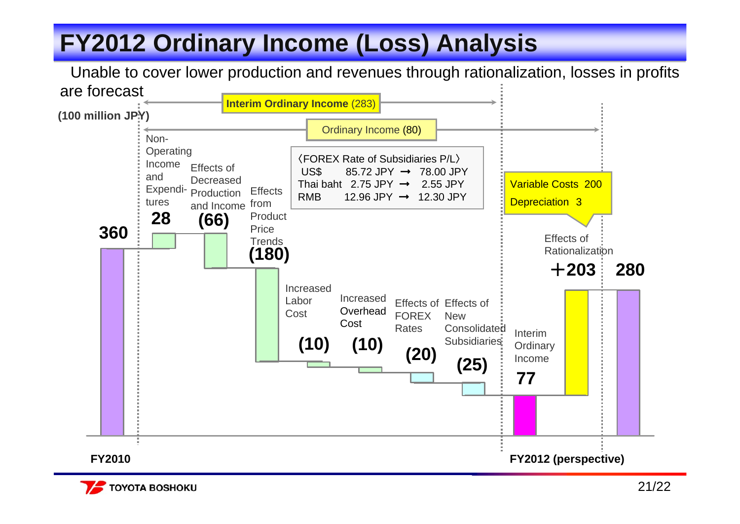# FY2012 Ordinary Income (Loss) Analysis

Unable to cover lower production and revenues through rationalization, losses in profits are forecast

(100 million JPY)

Interim Ordinary Income (283)

Ordinary Income (80)

〈FOREX Rate of Subsidiaries P/L〉

| | | |
|---|---|---|
| US$ | 85.72 JPY → | 78.00 JPY |
| Thai baht | 2.75 JPY → | 2.55 JPY |
| RMB | 12.96 JPY → | 12.30 JPY |

Variable Costs 200
Depreciation 3

| Item | Amount |
|---|---|
| FY2010 | 360 |
| Non-Operating Income and Expenditures | 28 |
| Effects of Decreased Production and Income | (66) |
| Effects from Product Price Trends | (180) |
| Increased Labor Cost | (10) |
| Increased Overhead Cost | (10) |
| Effects of FOREX Rates | (20) |
| Effects of New Consolidated Subsidiaries | (25) |
| Interim Ordinary Income | 77 |
| Effects of Rationalization | ＋203 |
| FY2012 (perspective) | 280 |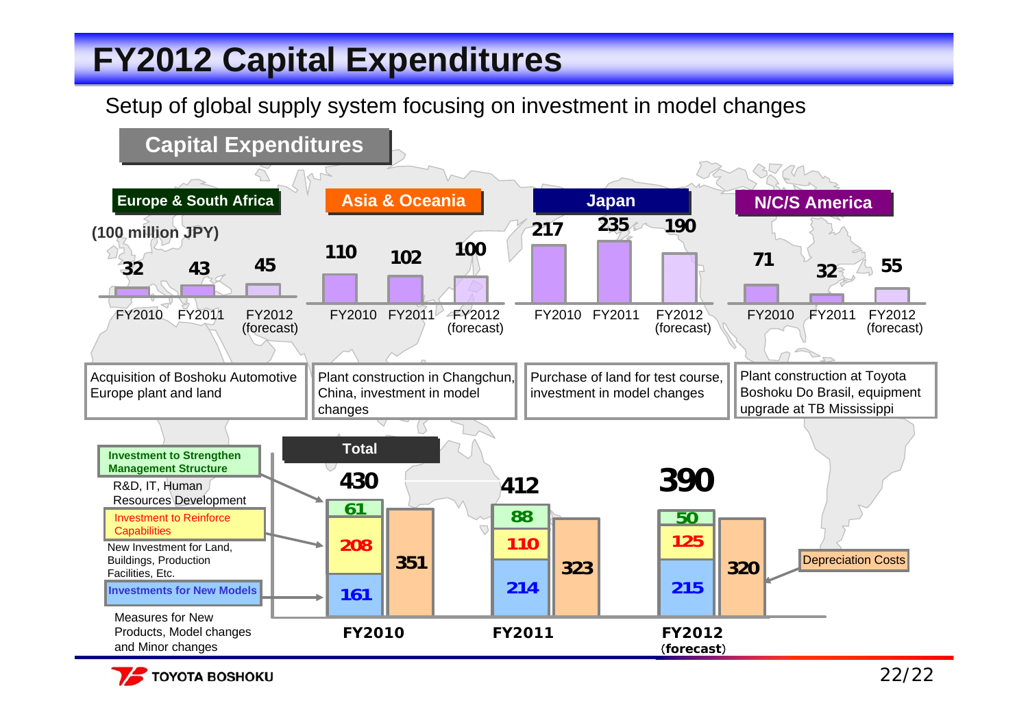# FY2012 Capital Expenditures

Setup of global supply system focusing on investment in model changes

## Capital Expenditures

(100 million JPY)

**Europe & South Africa**

32 43 45

FY2010 FY2011 FY2012 (forecast)

Acquisition of Boshoku Automotive Europe plant and land

**Asia & Oceania**

110 102 100

FY2010 FY2011 FY2012 (forecast)

Plant construction in Changchun, China, investment in model changes

**Japan**

217 235 190

FY2010 FY2011 FY2012 (forecast)

Purchase of land for test course, investment in model changes

**N/C/S America**

71 32 55

FY2010 FY2011 FY2012 (forecast)

Plant construction at Toyota Boshoku Do Brasil, equipment upgrade at TB Mississippi

**Total**

**Investment to Strengthen Management Structure**
R&D, IT, Human Resources Development

**Investment to Reinforce Capabilities**
New Investment for Land, Buildings, Production Facilities, Etc.

**Investments for New Models**
Measures for New Products, Model changes and Minor changes

Depreciation Costs

FY2010: 430 (61, 208, 161); 351

FY2011: 412 (88, 110, 214); 323

FY2012 (forecast): 390 (50, 125, 215); 320